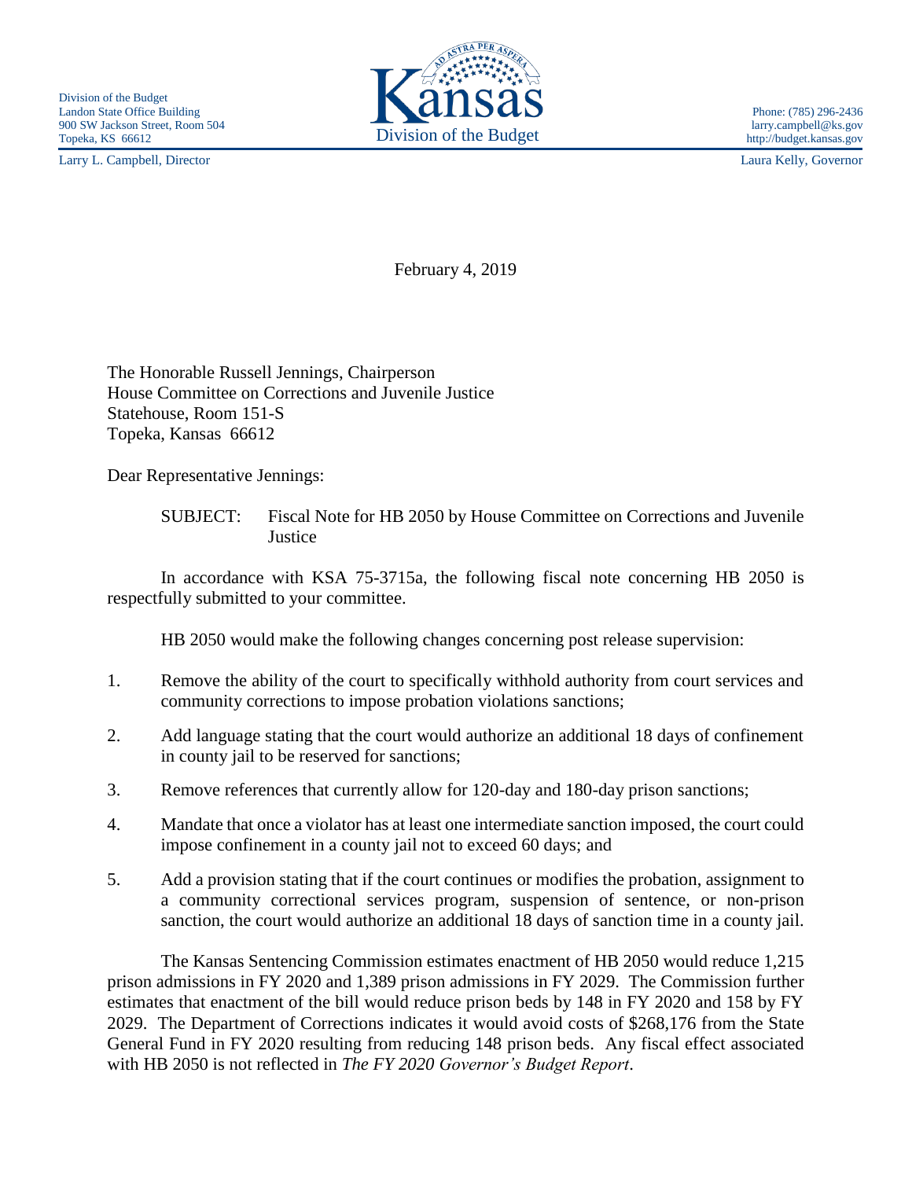Division of the Budget
Landon State Office Building
900 SW Jackson Street, Room 504
Topeka, KS 66612

Larry L. Campbell, Director

Kansas
Division of the Budget

Phone: (785) 296-2436
larry.campbell@ks.gov
http://budget.kansas.gov

Laura Kelly, Governor

February 4, 2019

The Honorable Russell Jennings, Chairperson
House Committee on Corrections and Juvenile Justice
Statehouse, Room 151-S
Topeka, Kansas 66612

Dear Representative Jennings:

SUBJECT: Fiscal Note for HB 2050 by House Committee on Corrections and Juvenile Justice

In accordance with KSA 75-3715a, the following fiscal note concerning HB 2050 is respectfully submitted to your committee.

HB 2050 would make the following changes concerning post release supervision:

1. Remove the ability of the court to specifically withhold authority from court services and community corrections to impose probation violations sanctions;
2. Add language stating that the court would authorize an additional 18 days of confinement in county jail to be reserved for sanctions;
3. Remove references that currently allow for 120-day and 180-day prison sanctions;
4. Mandate that once a violator has at least one intermediate sanction imposed, the court could impose confinement in a county jail not to exceed 60 days; and
5. Add a provision stating that if the court continues or modifies the probation, assignment to a community correctional services program, suspension of sentence, or non-prison sanction, the court would authorize an additional 18 days of sanction time in a county jail.

The Kansas Sentencing Commission estimates enactment of HB 2050 would reduce 1,215 prison admissions in FY 2020 and 1,389 prison admissions in FY 2029. The Commission further estimates that enactment of the bill would reduce prison beds by 148 in FY 2020 and 158 by FY 2029. The Department of Corrections indicates it would avoid costs of $268,176 from the State General Fund in FY 2020 resulting from reducing 148 prison beds. Any fiscal effect associated with HB 2050 is not reflected in *The FY 2020 Governor's Budget Report*.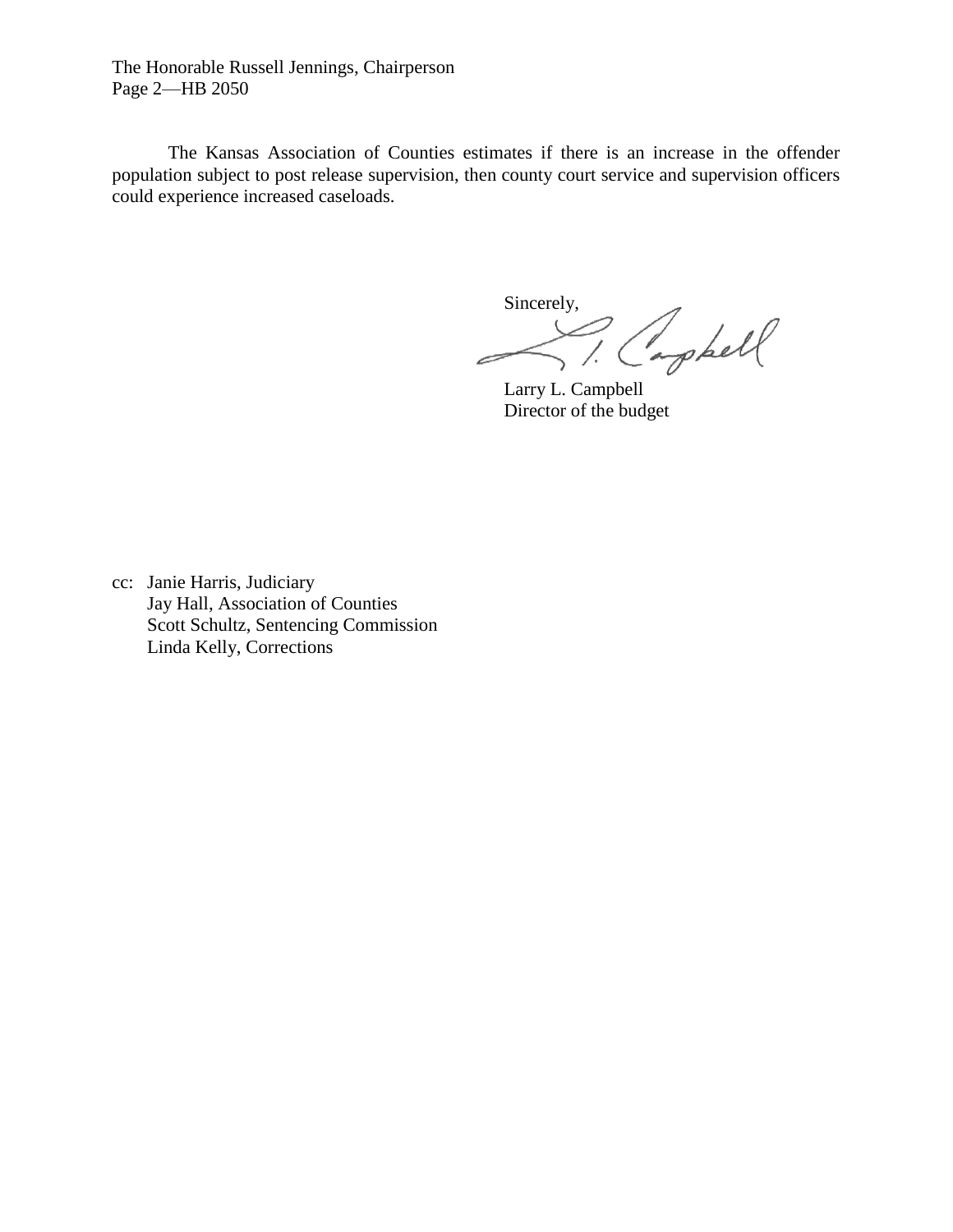The Kansas Association of Counties estimates if there is an increase in the offender population subject to post release supervision, then county court service and supervision officers could experience increased caseloads.

Sincerely,

Larry L. Campbell
Director of the budget

cc: Janie Harris, Judiciary
Jay Hall, Association of Counties
Scott Schultz, Sentencing Commission
Linda Kelly, Corrections